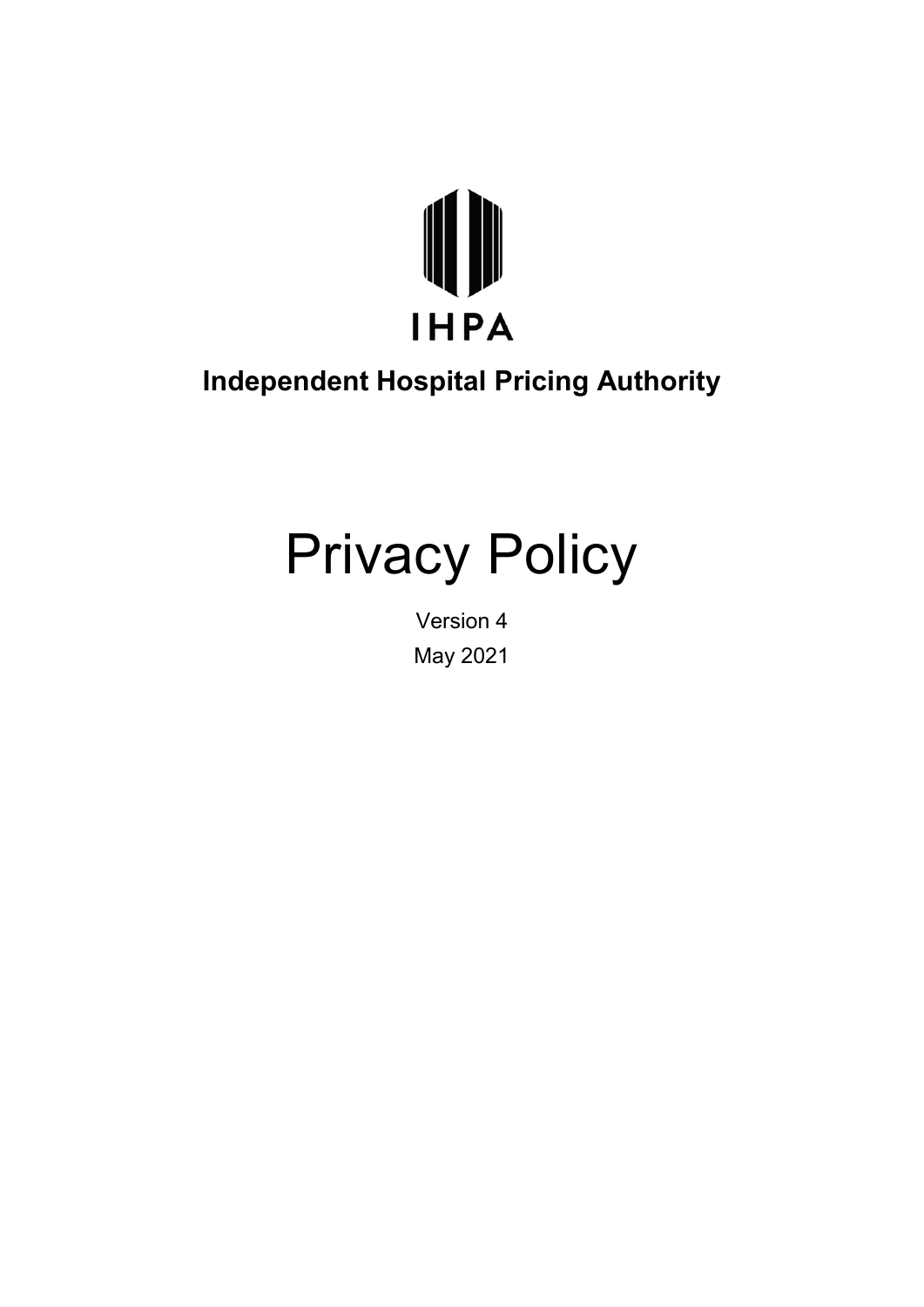IHPA

**Independent Hospital Pricing Authority**

# Privacy Policy

Version 4

May 2021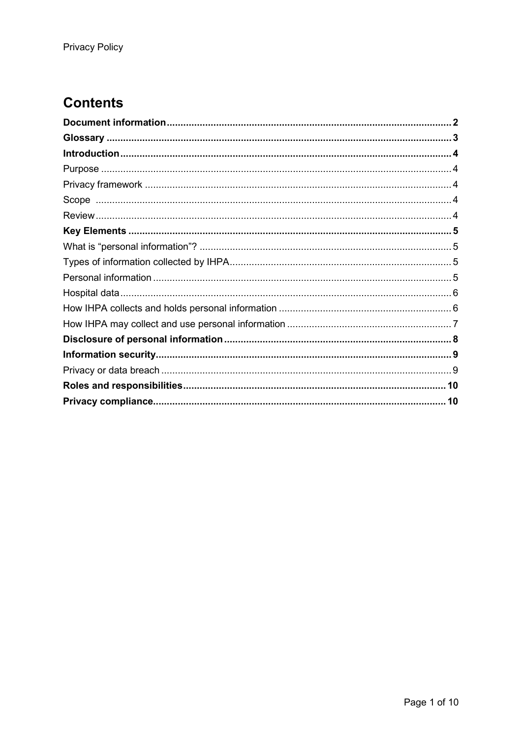## Contents

**Document information** ........ **2**

**Glossary** ........ **3**

**Introduction** ........ **4**

Purpose ........ 4

Privacy framework ........ 4

Scope ........ 4

Review ........ 4

**Key Elements** ........ **5**

What is “personal information”? ........ 5

Types of information collected by IHPA ........ 5

Personal information ........ 5

Hospital data ........ 6

How IHPA collects and holds personal information ........ 6

How IHPA may collect and use personal information ........ 7

**Disclosure of personal information** ........ **8**

**Information security** ........ **9**

Privacy or data breach ........ 9

**Roles and responsibilities** ........ **10**

**Privacy compliance** ........ **10**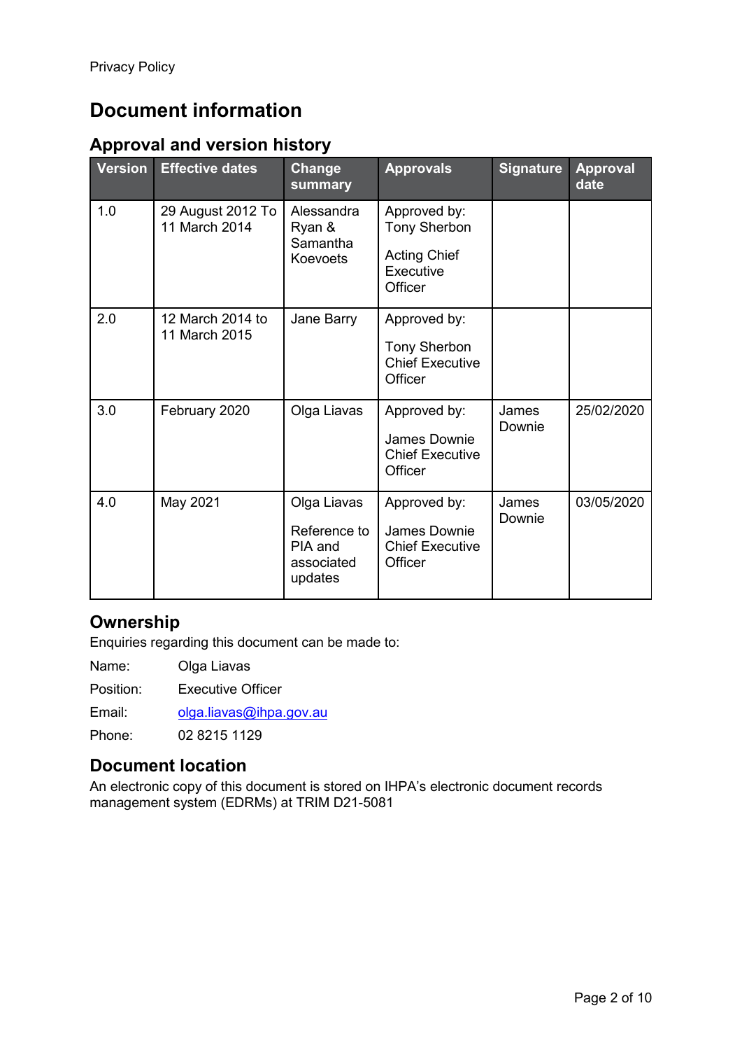# Document information

## Approval and version history

| Version | Effective dates | Change summary | Approvals | Signature | Approval date |
|---|---|---|---|---|---|
| 1.0 | 29 August 2012 To 11 March 2014 | Alessandra Ryan & Samantha Koevoets | Approved by: Tony Sherbon<br><br>Acting Chief Executive Officer | | |
| 2.0 | 12 March 2014 to 11 March 2015 | Jane Barry | Approved by:<br><br>Tony Sherbon Chief Executive Officer | | |
| 3.0 | February 2020 | Olga Liavas | Approved by:<br><br>James Downie Chief Executive Officer | James Downie | 25/02/2020 |
| 4.0 | May 2021 | Olga Liavas<br><br>Reference to PIA and associated updates | Approved by:<br><br>James Downie Chief Executive Officer | James Downie | 03/05/2020 |

## Ownership

Enquiries regarding this document can be made to:

Name: Olga Liavas

Position: Executive Officer

Email: olga.liavas@ihpa.gov.au

Phone: 02 8215 1129

## Document location

An electronic copy of this document is stored on IHPA's electronic document records management system (EDRMs) at TRIM D21-5081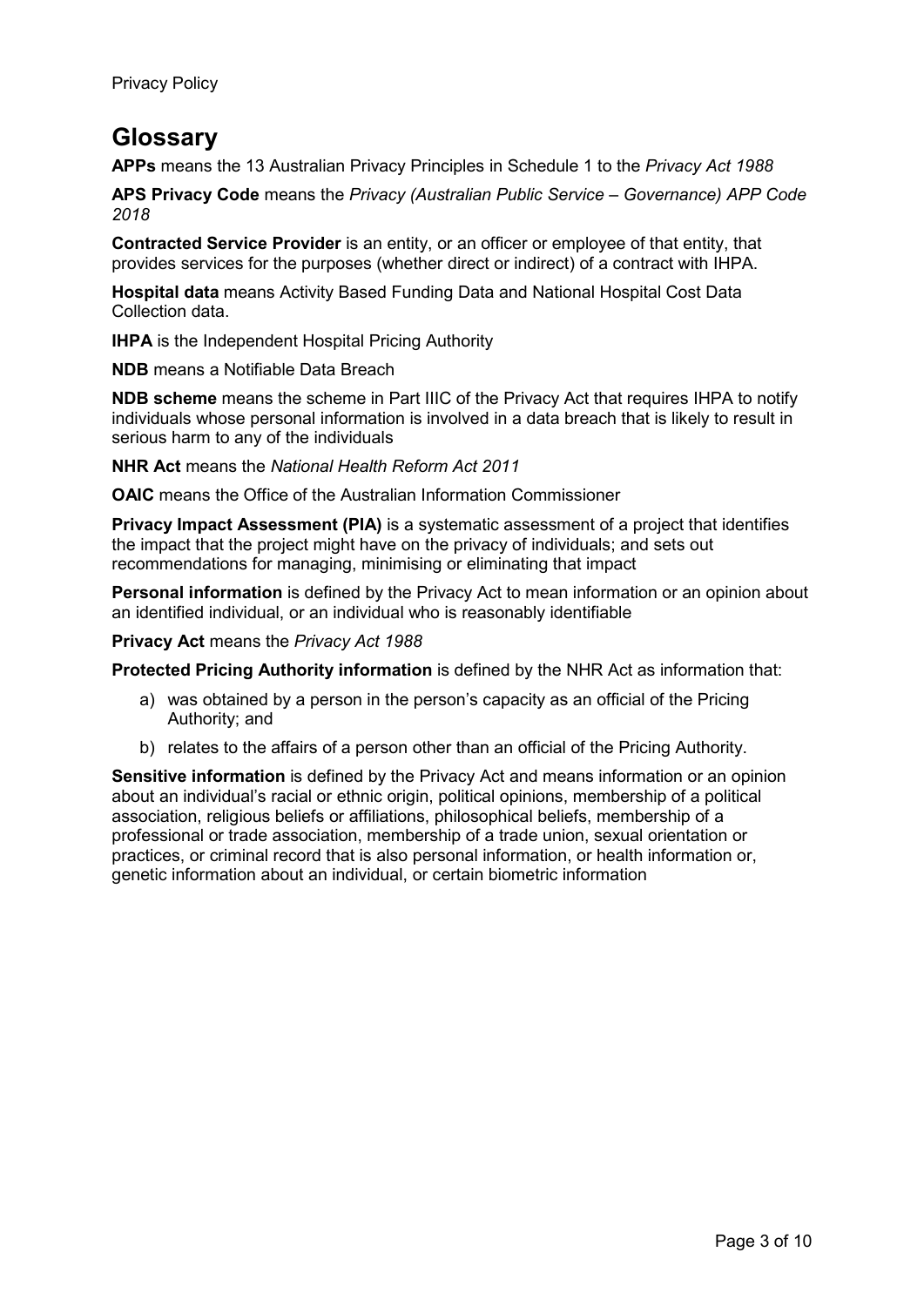## Glossary

**APPs** means the 13 Australian Privacy Principles in Schedule 1 to the *Privacy Act 1988*

**APS Privacy Code** means the *Privacy (Australian Public Service – Governance) APP Code 2018*

**Contracted Service Provider** is an entity, or an officer or employee of that entity, that provides services for the purposes (whether direct or indirect) of a contract with IHPA.

**Hospital data** means Activity Based Funding Data and National Hospital Cost Data Collection data.

**IHPA** is the Independent Hospital Pricing Authority

**NDB** means a Notifiable Data Breach

**NDB scheme** means the scheme in Part IIIC of the Privacy Act that requires IHPA to notify individuals whose personal information is involved in a data breach that is likely to result in serious harm to any of the individuals

**NHR Act** means the *National Health Reform Act 2011*

**OAIC** means the Office of the Australian Information Commissioner

**Privacy Impact Assessment (PIA)** is a systematic assessment of a project that identifies the impact that the project might have on the privacy of individuals; and sets out recommendations for managing, minimising or eliminating that impact

**Personal information** is defined by the Privacy Act to mean information or an opinion about an identified individual, or an individual who is reasonably identifiable

**Privacy Act** means the *Privacy Act 1988*

**Protected Pricing Authority information** is defined by the NHR Act as information that:

a) was obtained by a person in the person's capacity as an official of the Pricing Authority; and
b) relates to the affairs of a person other than an official of the Pricing Authority.

**Sensitive information** is defined by the Privacy Act and means information or an opinion about an individual's racial or ethnic origin, political opinions, membership of a political association, religious beliefs or affiliations, philosophical beliefs, membership of a professional or trade association, membership of a trade union, sexual orientation or practices, or criminal record that is also personal information, or health information or, genetic information about an individual, or certain biometric information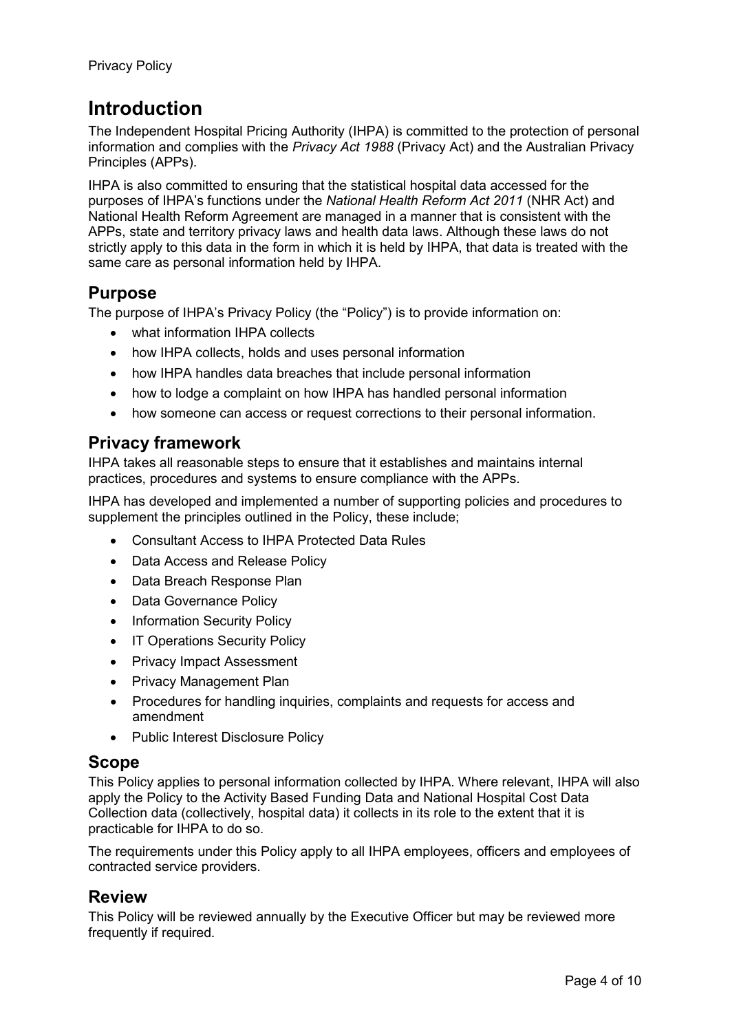# Introduction

The Independent Hospital Pricing Authority (IHPA) is committed to the protection of personal information and complies with the *Privacy Act 1988* (Privacy Act) and the Australian Privacy Principles (APPs).

IHPA is also committed to ensuring that the statistical hospital data accessed for the purposes of IHPA's functions under the *National Health Reform Act 2011* (NHR Act) and National Health Reform Agreement are managed in a manner that is consistent with the APPs, state and territory privacy laws and health data laws. Although these laws do not strictly apply to this data in the form in which it is held by IHPA, that data is treated with the same care as personal information held by IHPA.

## Purpose

The purpose of IHPA's Privacy Policy (the "Policy") is to provide information on:

- what information IHPA collects
- how IHPA collects, holds and uses personal information
- how IHPA handles data breaches that include personal information
- how to lodge a complaint on how IHPA has handled personal information
- how someone can access or request corrections to their personal information.

## Privacy framework

IHPA takes all reasonable steps to ensure that it establishes and maintains internal practices, procedures and systems to ensure compliance with the APPs.

IHPA has developed and implemented a number of supporting policies and procedures to supplement the principles outlined in the Policy, these include;

- Consultant Access to IHPA Protected Data Rules
- Data Access and Release Policy
- Data Breach Response Plan
- Data Governance Policy
- Information Security Policy
- IT Operations Security Policy
- Privacy Impact Assessment
- Privacy Management Plan
- Procedures for handling inquiries, complaints and requests for access and amendment
- Public Interest Disclosure Policy

## Scope

This Policy applies to personal information collected by IHPA. Where relevant, IHPA will also apply the Policy to the Activity Based Funding Data and National Hospital Cost Data Collection data (collectively, hospital data) it collects in its role to the extent that it is practicable for IHPA to do so.

The requirements under this Policy apply to all IHPA employees, officers and employees of contracted service providers.

## Review

This Policy will be reviewed annually by the Executive Officer but may be reviewed more frequently if required.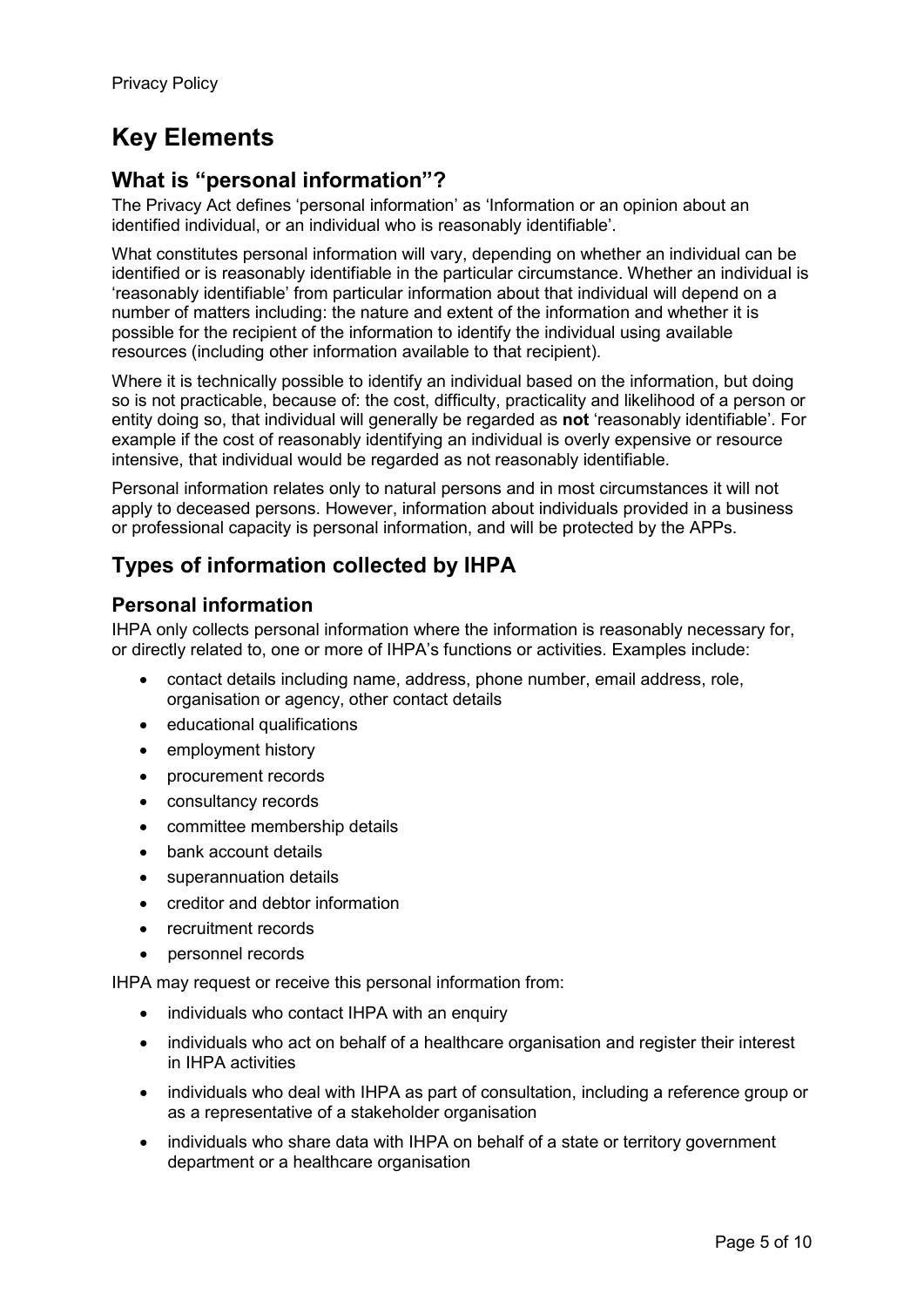# Key Elements

## What is "personal information"?

The Privacy Act defines 'personal information' as 'Information or an opinion about an identified individual, or an individual who is reasonably identifiable'.

What constitutes personal information will vary, depending on whether an individual can be identified or is reasonably identifiable in the particular circumstance. Whether an individual is 'reasonably identifiable' from particular information about that individual will depend on a number of matters including: the nature and extent of the information and whether it is possible for the recipient of the information to identify the individual using available resources (including other information available to that recipient).

Where it is technically possible to identify an individual based on the information, but doing so is not practicable, because of: the cost, difficulty, practicality and likelihood of a person or entity doing so, that individual will generally be regarded as **not** 'reasonably identifiable'. For example if the cost of reasonably identifying an individual is overly expensive or resource intensive, that individual would be regarded as not reasonably identifiable.

Personal information relates only to natural persons and in most circumstances it will not apply to deceased persons. However, information about individuals provided in a business or professional capacity is personal information, and will be protected by the APPs.

## Types of information collected by IHPA

### Personal information

IHPA only collects personal information where the information is reasonably necessary for, or directly related to, one or more of IHPA's functions or activities. Examples include:

- contact details including name, address, phone number, email address, role, organisation or agency, other contact details
- educational qualifications
- employment history
- procurement records
- consultancy records
- committee membership details
- bank account details
- superannuation details
- creditor and debtor information
- recruitment records
- personnel records

IHPA may request or receive this personal information from:

- individuals who contact IHPA with an enquiry
- individuals who act on behalf of a healthcare organisation and register their interest in IHPA activities
- individuals who deal with IHPA as part of consultation, including a reference group or as a representative of a stakeholder organisation
- individuals who share data with IHPA on behalf of a state or territory government department or a healthcare organisation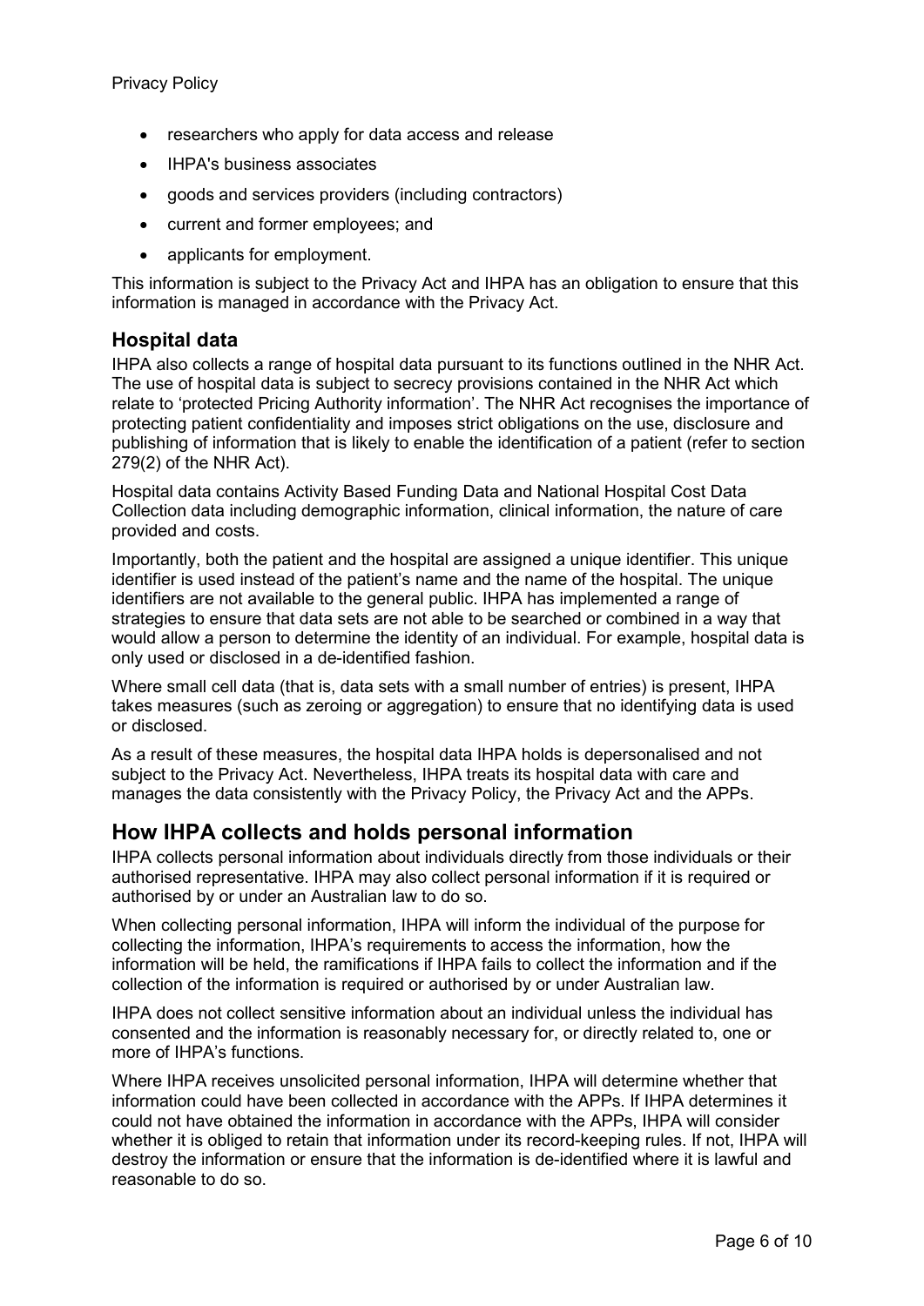- researchers who apply for data access and release
- IHPA's business associates
- goods and services providers (including contractors)
- current and former employees; and
- applicants for employment.

This information is subject to the Privacy Act and IHPA has an obligation to ensure that this information is managed in accordance with the Privacy Act.

### Hospital data

IHPA also collects a range of hospital data pursuant to its functions outlined in the NHR Act. The use of hospital data is subject to secrecy provisions contained in the NHR Act which relate to 'protected Pricing Authority information'. The NHR Act recognises the importance of protecting patient confidentiality and imposes strict obligations on the use, disclosure and publishing of information that is likely to enable the identification of a patient (refer to section 279(2) of the NHR Act).

Hospital data contains Activity Based Funding Data and National Hospital Cost Data Collection data including demographic information, clinical information, the nature of care provided and costs.

Importantly, both the patient and the hospital are assigned a unique identifier. This unique identifier is used instead of the patient's name and the name of the hospital. The unique identifiers are not available to the general public. IHPA has implemented a range of strategies to ensure that data sets are not able to be searched or combined in a way that would allow a person to determine the identity of an individual. For example, hospital data is only used or disclosed in a de-identified fashion.

Where small cell data (that is, data sets with a small number of entries) is present, IHPA takes measures (such as zeroing or aggregation) to ensure that no identifying data is used or disclosed.

As a result of these measures, the hospital data IHPA holds is depersonalised and not subject to the Privacy Act. Nevertheless, IHPA treats its hospital data with care and manages the data consistently with the Privacy Policy, the Privacy Act and the APPs.

## How IHPA collects and holds personal information

IHPA collects personal information about individuals directly from those individuals or their authorised representative. IHPA may also collect personal information if it is required or authorised by or under an Australian law to do so.

When collecting personal information, IHPA will inform the individual of the purpose for collecting the information, IHPA's requirements to access the information, how the information will be held, the ramifications if IHPA fails to collect the information and if the collection of the information is required or authorised by or under Australian law.

IHPA does not collect sensitive information about an individual unless the individual has consented and the information is reasonably necessary for, or directly related to, one or more of IHPA's functions.

Where IHPA receives unsolicited personal information, IHPA will determine whether that information could have been collected in accordance with the APPs. If IHPA determines it could not have obtained the information in accordance with the APPs, IHPA will consider whether it is obliged to retain that information under its record-keeping rules. If not, IHPA will destroy the information or ensure that the information is de-identified where it is lawful and reasonable to do so.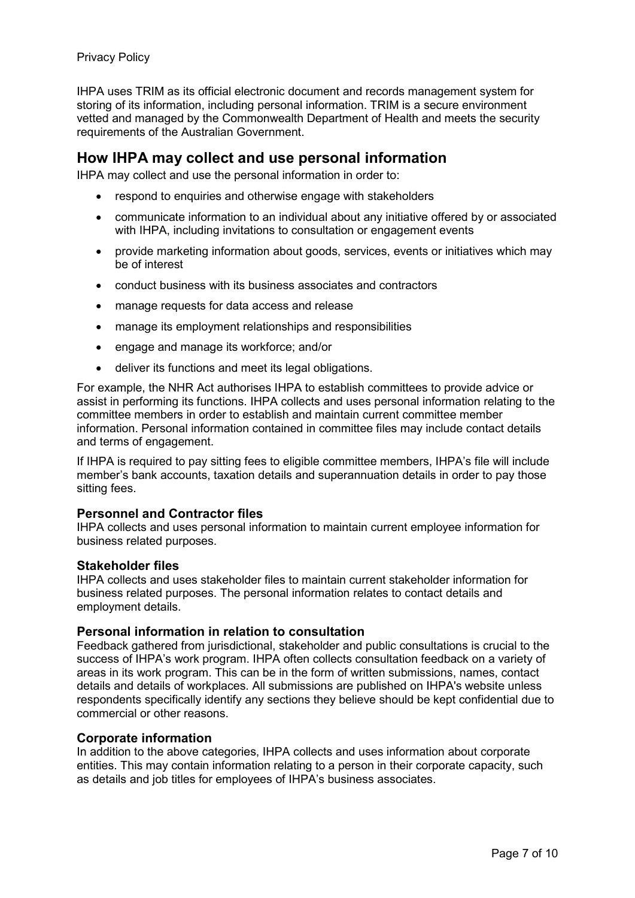IHPA uses TRIM as its official electronic document and records management system for storing of its information, including personal information. TRIM is a secure environment vetted and managed by the Commonwealth Department of Health and meets the security requirements of the Australian Government.

## How IHPA may collect and use personal information

IHPA may collect and use the personal information in order to:

- respond to enquiries and otherwise engage with stakeholders
- communicate information to an individual about any initiative offered by or associated with IHPA, including invitations to consultation or engagement events
- provide marketing information about goods, services, events or initiatives which may be of interest
- conduct business with its business associates and contractors
- manage requests for data access and release
- manage its employment relationships and responsibilities
- engage and manage its workforce; and/or
- deliver its functions and meet its legal obligations.

For example, the NHR Act authorises IHPA to establish committees to provide advice or assist in performing its functions. IHPA collects and uses personal information relating to the committee members in order to establish and maintain current committee member information. Personal information contained in committee files may include contact details and terms of engagement.

If IHPA is required to pay sitting fees to eligible committee members, IHPA's file will include member's bank accounts, taxation details and superannuation details in order to pay those sitting fees.

### Personnel and Contractor files

IHPA collects and uses personal information to maintain current employee information for business related purposes.

### Stakeholder files

IHPA collects and uses stakeholder files to maintain current stakeholder information for business related purposes. The personal information relates to contact details and employment details.

### Personal information in relation to consultation

Feedback gathered from jurisdictional, stakeholder and public consultations is crucial to the success of IHPA's work program. IHPA often collects consultation feedback on a variety of areas in its work program. This can be in the form of written submissions, names, contact details and details of workplaces. All submissions are published on IHPA's website unless respondents specifically identify any sections they believe should be kept confidential due to commercial or other reasons.

### Corporate information

In addition to the above categories, IHPA collects and uses information about corporate entities. This may contain information relating to a person in their corporate capacity, such as details and job titles for employees of IHPA's business associates.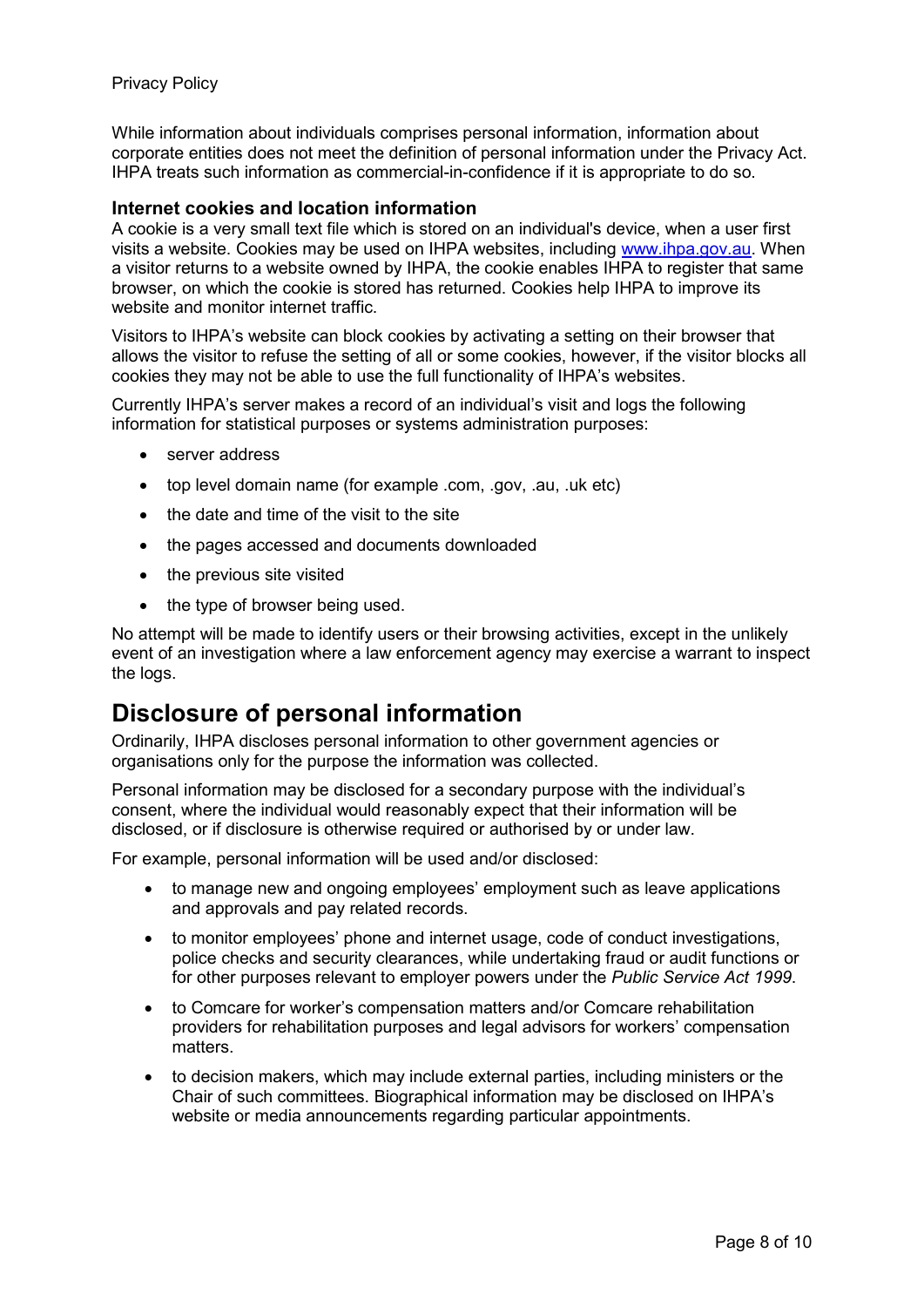While information about individuals comprises personal information, information about corporate entities does not meet the definition of personal information under the Privacy Act. IHPA treats such information as commercial-in-confidence if it is appropriate to do so.

### Internet cookies and location information

A cookie is a very small text file which is stored on an individual's device, when a user first visits a website. Cookies may be used on IHPA websites, including [www.ihpa.gov.au](http://www.ihpa.gov.au). When a visitor returns to a website owned by IHPA, the cookie enables IHPA to register that same browser, on which the cookie is stored has returned. Cookies help IHPA to improve its website and monitor internet traffic.

Visitors to IHPA's website can block cookies by activating a setting on their browser that allows the visitor to refuse the setting of all or some cookies, however, if the visitor blocks all cookies they may not be able to use the full functionality of IHPA's websites.

Currently IHPA's server makes a record of an individual's visit and logs the following information for statistical purposes or systems administration purposes:

- server address
- top level domain name (for example .com, .gov, .au, .uk etc)
- the date and time of the visit to the site
- the pages accessed and documents downloaded
- the previous site visited
- the type of browser being used.

No attempt will be made to identify users or their browsing activities, except in the unlikely event of an investigation where a law enforcement agency may exercise a warrant to inspect the logs.

## Disclosure of personal information

Ordinarily, IHPA discloses personal information to other government agencies or organisations only for the purpose the information was collected.

Personal information may be disclosed for a secondary purpose with the individual's consent, where the individual would reasonably expect that their information will be disclosed, or if disclosure is otherwise required or authorised by or under law.

For example, personal information will be used and/or disclosed:

- to manage new and ongoing employees' employment such as leave applications and approvals and pay related records.
- to monitor employees' phone and internet usage, code of conduct investigations, police checks and security clearances, while undertaking fraud or audit functions or for other purposes relevant to employer powers under the *Public Service Act 1999*.
- to Comcare for worker's compensation matters and/or Comcare rehabilitation providers for rehabilitation purposes and legal advisors for workers' compensation matters.
- to decision makers, which may include external parties, including ministers or the Chair of such committees. Biographical information may be disclosed on IHPA's website or media announcements regarding particular appointments.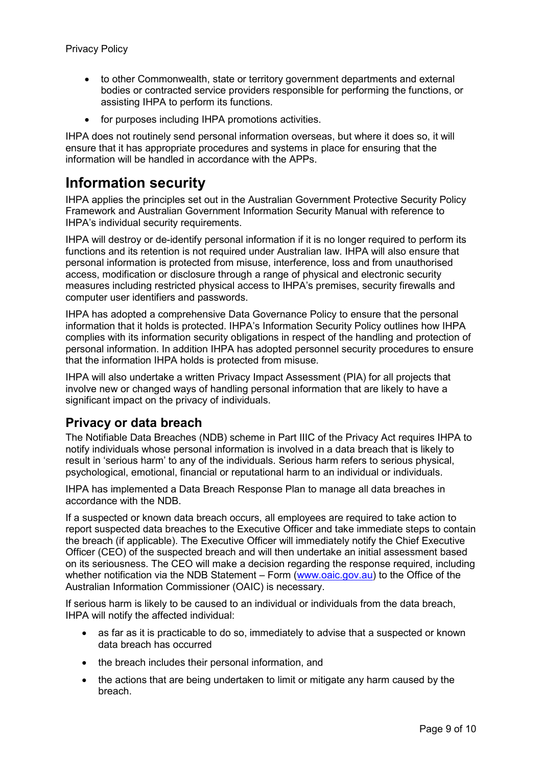- to other Commonwealth, state or territory government departments and external bodies or contracted service providers responsible for performing the functions, or assisting IHPA to perform its functions.
- for purposes including IHPA promotions activities.

IHPA does not routinely send personal information overseas, but where it does so, it will ensure that it has appropriate procedures and systems in place for ensuring that the information will be handled in accordance with the APPs.

# Information security

IHPA applies the principles set out in the Australian Government Protective Security Policy Framework and Australian Government Information Security Manual with reference to IHPA's individual security requirements.

IHPA will destroy or de-identify personal information if it is no longer required to perform its functions and its retention is not required under Australian law. IHPA will also ensure that personal information is protected from misuse, interference, loss and from unauthorised access, modification or disclosure through a range of physical and electronic security measures including restricted physical access to IHPA's premises, security firewalls and computer user identifiers and passwords.

IHPA has adopted a comprehensive Data Governance Policy to ensure that the personal information that it holds is protected. IHPA's Information Security Policy outlines how IHPA complies with its information security obligations in respect of the handling and protection of personal information. In addition IHPA has adopted personnel security procedures to ensure that the information IHPA holds is protected from misuse.

IHPA will also undertake a written Privacy Impact Assessment (PIA) for all projects that involve new or changed ways of handling personal information that are likely to have a significant impact on the privacy of individuals.

## Privacy or data breach

The Notifiable Data Breaches (NDB) scheme in Part IIIC of the Privacy Act requires IHPA to notify individuals whose personal information is involved in a data breach that is likely to result in 'serious harm' to any of the individuals. Serious harm refers to serious physical, psychological, emotional, financial or reputational harm to an individual or individuals.

IHPA has implemented a Data Breach Response Plan to manage all data breaches in accordance with the NDB.

If a suspected or known data breach occurs, all employees are required to take action to report suspected data breaches to the Executive Officer and take immediate steps to contain the breach (if applicable). The Executive Officer will immediately notify the Chief Executive Officer (CEO) of the suspected breach and will then undertake an initial assessment based on its seriousness. The CEO will make a decision regarding the response required, including whether notification via the NDB Statement – Form ([www.oaic.gov.au](http://www.oaic.gov.au)) to the Office of the Australian Information Commissioner (OAIC) is necessary.

If serious harm is likely to be caused to an individual or individuals from the data breach, IHPA will notify the affected individual:

- as far as it is practicable to do so, immediately to advise that a suspected or known data breach has occurred
- the breach includes their personal information, and
- the actions that are being undertaken to limit or mitigate any harm caused by the breach.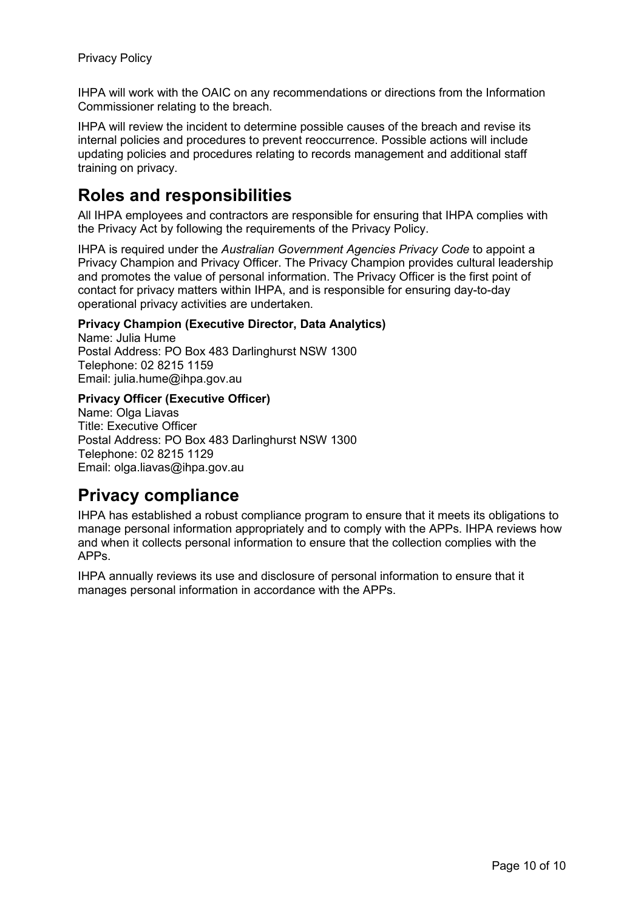IHPA will work with the OAIC on any recommendations or directions from the Information Commissioner relating to the breach.

IHPA will review the incident to determine possible causes of the breach and revise its internal policies and procedures to prevent reoccurrence. Possible actions will include updating policies and procedures relating to records management and additional staff training on privacy.

# Roles and responsibilities

All IHPA employees and contractors are responsible for ensuring that IHPA complies with the Privacy Act by following the requirements of the Privacy Policy.

IHPA is required under the *Australian Government Agencies Privacy Code* to appoint a Privacy Champion and Privacy Officer. The Privacy Champion provides cultural leadership and promotes the value of personal information. The Privacy Officer is the first point of contact for privacy matters within IHPA, and is responsible for ensuring day-to-day operational privacy activities are undertaken.

**Privacy Champion (Executive Director, Data Analytics)**
Name: Julia Hume
Postal Address: PO Box 483 Darlinghurst NSW 1300
Telephone: 02 8215 1159
Email: julia.hume@ihpa.gov.au

**Privacy Officer (Executive Officer)**
Name: Olga Liavas
Title: Executive Officer
Postal Address: PO Box 483 Darlinghurst NSW 1300
Telephone: 02 8215 1129
Email: olga.liavas@ihpa.gov.au

# Privacy compliance

IHPA has established a robust compliance program to ensure that it meets its obligations to manage personal information appropriately and to comply with the APPs. IHPA reviews how and when it collects personal information to ensure that the collection complies with the APPs.

IHPA annually reviews its use and disclosure of personal information to ensure that it manages personal information in accordance with the APPs.